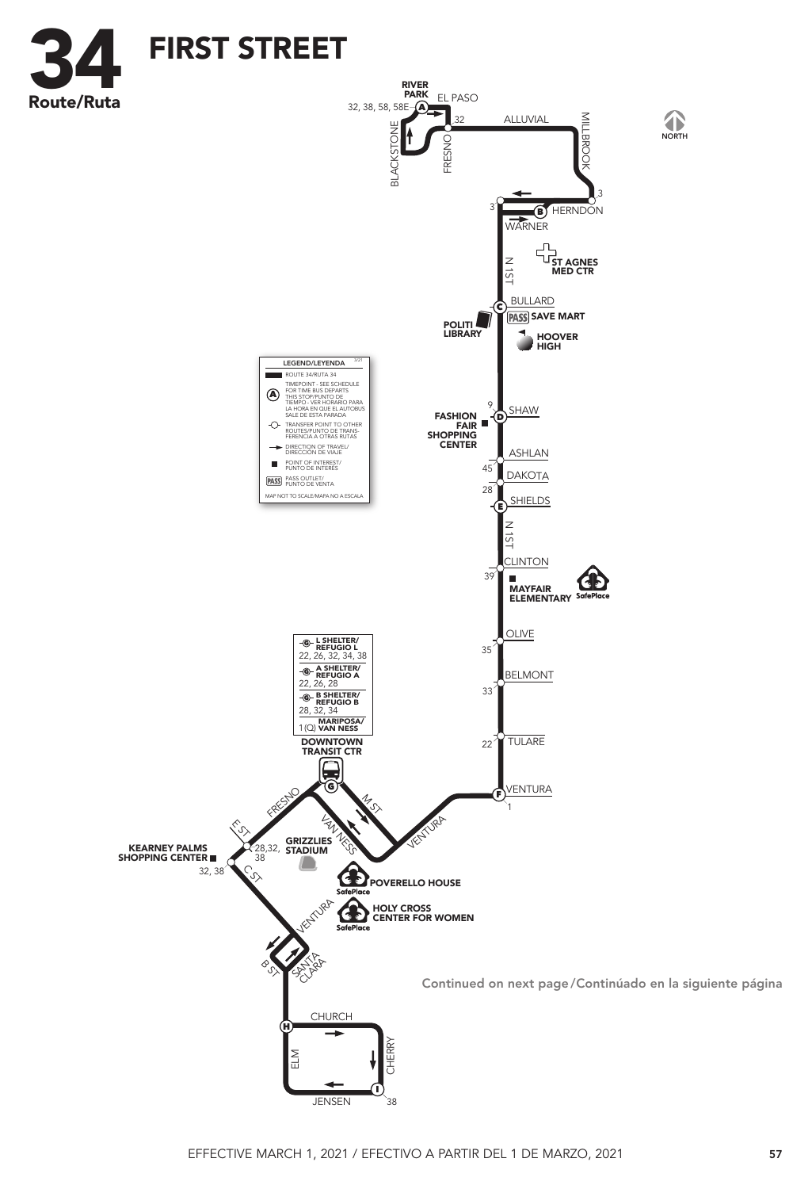# 34 FIRST STREET

Route/Ruta

RIVER PARK

32, 38, 58, 58E — A

EL PASO

BLACKSTONE

FRESNO

32

ALLUVIAL

MILLBROOK

NORTH

3

3

B HERNDON

WARNER

N 1ST

ST AGNES MED CTR

C BULLARD

POLITI LIBRARY

PASS SAVE MART

HOOVER HIGH

| LEGEND/LEYENDA |
|---|
| ROUTE 34/RUTA 34 |
| TIMEPOINT - SEE SCHEDULE FOR TIME BUS DEPARTS THIS STOP/PUNTO DE TIEMPO - VER HORARIO PARA LA HORA EN QUE EL AUTOBUS SALE DE ESTA PARADA |
| TRANSFER POINT TO OTHER ROUTES/PUNTO DE TRANSFERENCIA A OTRAS RUTAS |
| DIRECTION OF TRAVEL/DIRECCIÓN DE VIAJE |
| POINT OF INTEREST/PUNTO DE INTERÉS |
| PASS OUTLET/PUNTO DE VENTA |
| MAP NOT TO SCALE/MAPA NO A ESCALA |

3/21

9

FASHION FAIR SHOPPING CENTER

D SHAW

ASHLAN

45

DAKOTA

28

E SHIELDS

N 1ST

CLINTON

39

MAYFAIR ELEMENTARY

SafePlace

OLIVE

35

BELMONT

33

TULARE

22

| L SHELTER/REFUGIO L |
|---|
| 22, 26, 32, 34, 38 |
| A SHELTER/REFUGIO A |
| 22, 26, 28 |
| B SHELTER/REFUGIO B |
| 28, 32, 34 |
| MARIPOSA/VAN NESS |
| 1(Q) |

DOWNTOWN TRANSIT CTR

G

F VENTURA

1

FRESNO

M ST

E ST

VAN NESS

VENTURA

KEARNEY PALMS SHOPPING CENTER

28,32, 38

32, 38

GRIZZLIES STADIUM

C ST

POVERELLO HOUSE

SafePlace

HOLY CROSS CENTER FOR WOMEN

SafePlace

VENTURA

B ST

SANTA CLARA

Continued on next page/Continúado en la siguiente página

H CHURCH

ELM

CHERRY

I

JENSEN

38

EFFECTIVE MARCH 1, 2021 / EFECTIVO A PARTIR DEL 1 DE MARZO, 2021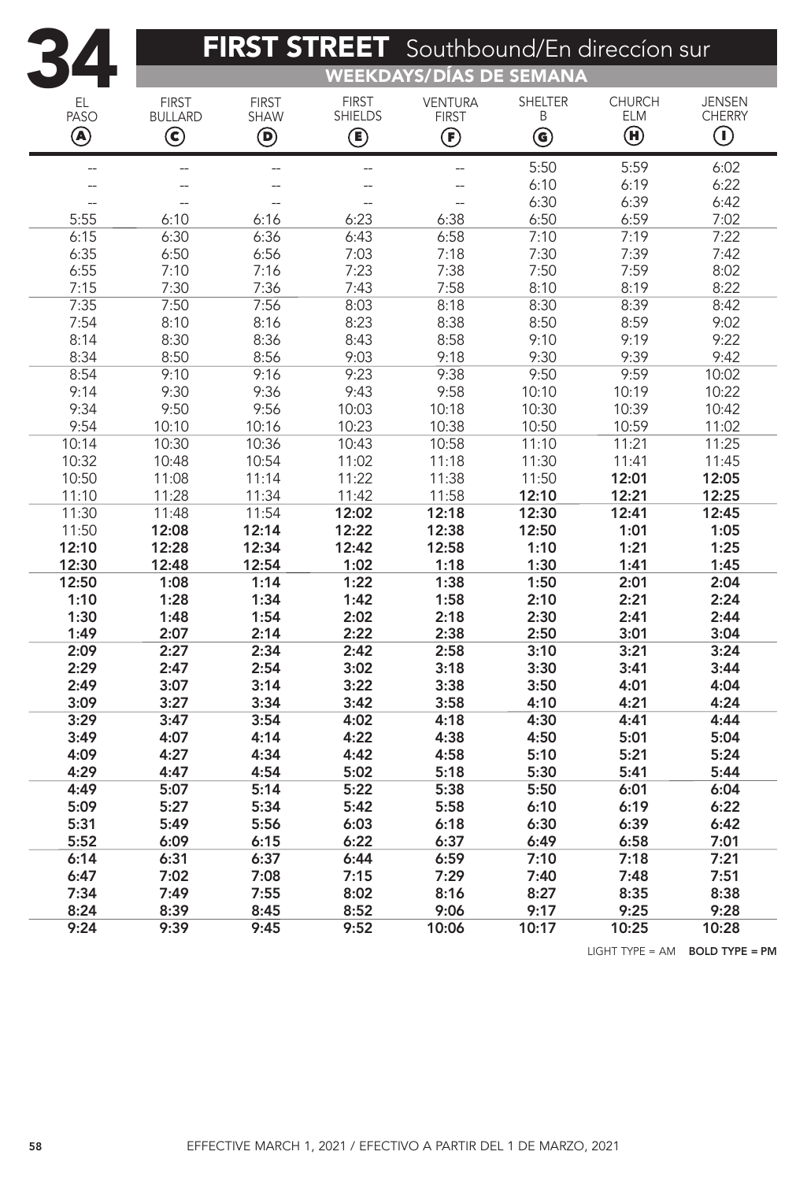# 34 FIRST STREET Southbound/En direccíon sur

## WEEKDAYS/DÍAS DE SEMANA

| EL PASO (A) | FIRST BULLARD (C) | FIRST SHAW (D) | FIRST SHIELDS (E) | VENTURA FIRST (F) | SHELTER B (G) | CHURCH ELM (H) | JENSEN CHERRY (I) |
|---|---|---|---|---|---|---|---|
| -- | -- | -- | -- | -- | 5:50 | 5:59 | 6:02 |
| -- | -- | -- | -- | -- | 6:10 | 6:19 | 6:22 |
| -- | -- | -- | -- | -- | 6:30 | 6:39 | 6:42 |
| 5:55 | 6:10 | 6:16 | 6:23 | 6:38 | 6:50 | 6:59 | 7:02 |
| 6:15 | 6:30 | 6:36 | 6:43 | 6:58 | 7:10 | 7:19 | 7:22 |
| 6:35 | 6:50 | 6:56 | 7:03 | 7:18 | 7:30 | 7:39 | 7:42 |
| 6:55 | 7:10 | 7:16 | 7:23 | 7:38 | 7:50 | 7:59 | 8:02 |
| 7:15 | 7:30 | 7:36 | 7:43 | 7:58 | 8:10 | 8:19 | 8:22 |
| 7:35 | 7:50 | 7:56 | 8:03 | 8:18 | 8:30 | 8:39 | 8:42 |
| 7:54 | 8:10 | 8:16 | 8:23 | 8:38 | 8:50 | 8:59 | 9:02 |
| 8:14 | 8:30 | 8:36 | 8:43 | 8:58 | 9:10 | 9:19 | 9:22 |
| 8:34 | 8:50 | 8:56 | 9:03 | 9:18 | 9:30 | 9:39 | 9:42 |
| 8:54 | 9:10 | 9:16 | 9:23 | 9:38 | 9:50 | 9:59 | 10:02 |
| 9:14 | 9:30 | 9:36 | 9:43 | 9:58 | 10:10 | 10:19 | 10:22 |
| 9:34 | 9:50 | 9:56 | 10:03 | 10:18 | 10:30 | 10:39 | 10:42 |
| 9:54 | 10:10 | 10:16 | 10:23 | 10:38 | 10:50 | 10:59 | 11:02 |
| 10:14 | 10:30 | 10:36 | 10:43 | 10:58 | 11:10 | 11:21 | 11:25 |
| 10:32 | 10:48 | 10:54 | 11:02 | 11:18 | 11:30 | 11:41 | 11:45 |
| 10:50 | 11:08 | 11:14 | 11:22 | 11:38 | 11:50 | **12:01** | **12:05** |
| 11:10 | 11:28 | 11:34 | 11:42 | 11:58 | **12:10** | **12:21** | **12:25** |
| 11:30 | 11:48 | 11:54 | **12:02** | **12:18** | **12:30** | **12:41** | **12:45** |
| 11:50 | **12:08** | **12:14** | **12:22** | **12:38** | **12:50** | **1:01** | **1:05** |
| **12:10** | **12:28** | **12:34** | **12:42** | **12:58** | **1:10** | **1:21** | **1:25** |
| **12:30** | **12:48** | **12:54** | **1:02** | **1:18** | **1:30** | **1:41** | **1:45** |
| **12:50** | **1:08** | **1:14** | **1:22** | **1:38** | **1:50** | **2:01** | **2:04** |
| **1:10** | **1:28** | **1:34** | **1:42** | **1:58** | **2:10** | **2:21** | **2:24** |
| **1:30** | **1:48** | **1:54** | **2:02** | **2:18** | **2:30** | **2:41** | **2:44** |
| **1:49** | **2:07** | **2:14** | **2:22** | **2:38** | **2:50** | **3:01** | **3:04** |
| **2:09** | **2:27** | **2:34** | **2:42** | **2:58** | **3:10** | **3:21** | **3:24** |
| **2:29** | **2:47** | **2:54** | **3:02** | **3:18** | **3:30** | **3:41** | **3:44** |
| **2:49** | **3:07** | **3:14** | **3:22** | **3:38** | **3:50** | **4:01** | **4:04** |
| **3:09** | **3:27** | **3:34** | **3:42** | **3:58** | **4:10** | **4:21** | **4:24** |
| **3:29** | **3:47** | **3:54** | **4:02** | **4:18** | **4:30** | **4:41** | **4:44** |
| **3:49** | **4:07** | **4:14** | **4:22** | **4:38** | **4:50** | **5:01** | **5:04** |
| **4:09** | **4:27** | **4:34** | **4:42** | **4:58** | **5:10** | **5:21** | **5:24** |
| **4:29** | **4:47** | **4:54** | **5:02** | **5:18** | **5:30** | **5:41** | **5:44** |
| **4:49** | **5:07** | **5:14** | **5:22** | **5:38** | **5:50** | **6:01** | **6:04** |
| **5:09** | **5:27** | **5:34** | **5:42** | **5:58** | **6:10** | **6:19** | **6:22** |
| **5:31** | **5:49** | **5:56** | **6:03** | **6:18** | **6:30** | **6:39** | **6:42** |
| **5:52** | **6:09** | **6:15** | **6:22** | **6:37** | **6:49** | **6:58** | **7:01** |
| **6:14** | **6:31** | **6:37** | **6:44** | **6:59** | **7:10** | **7:18** | **7:21** |
| **6:47** | **7:02** | **7:08** | **7:15** | **7:29** | **7:40** | **7:48** | **7:51** |
| **7:34** | **7:49** | **7:55** | **8:02** | **8:16** | **8:27** | **8:35** | **8:38** |
| **8:24** | **8:39** | **8:45** | **8:52** | **9:06** | **9:17** | **9:25** | **9:28** |
| **9:24** | **9:39** | **9:45** | **9:52** | **10:06** | **10:17** | **10:25** | **10:28** |

LIGHT TYPE = AM **BOLD TYPE = PM**

EFFECTIVE MARCH 1, 2021 / EFECTIVO A PARTIR DEL 1 DE MARZO, 2021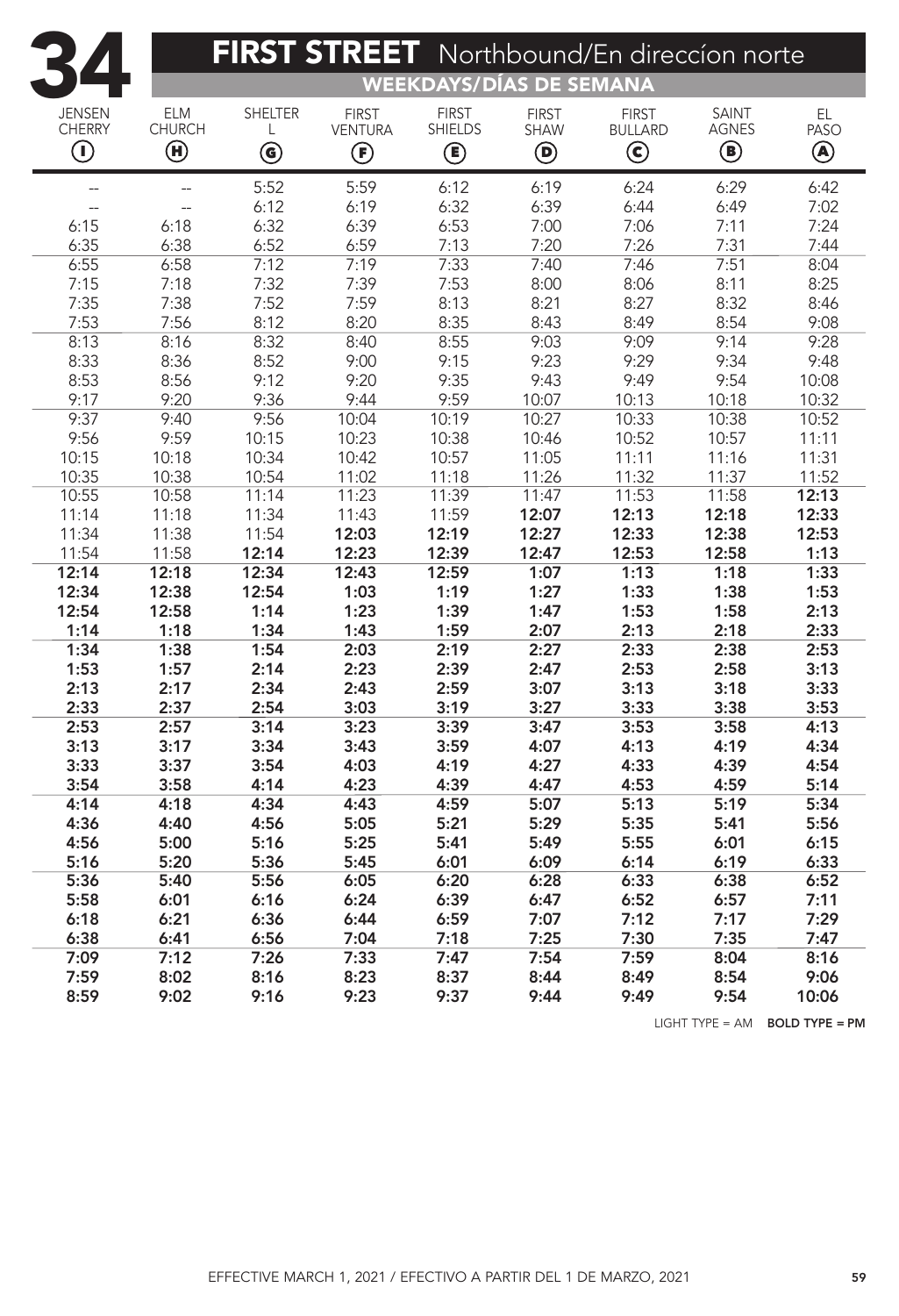# 34 FIRST STREET Northbound/En direccíon norte

## WEEKDAYS/DÍAS DE SEMANA

| JENSEN CHERRY (I) | ELM CHURCH (H) | SHELTER L (G) | FIRST VENTURA (F) | FIRST SHIELDS (E) | FIRST SHAW (D) | FIRST BULLARD (C) | SAINT AGNES (B) | EL PASO (A) |
|---|---|---|---|---|---|---|---|---|
| -- | -- | 5:52 | 5:59 | 6:12 | 6:19 | 6:24 | 6:29 | 6:42 |
| -- | -- | 6:12 | 6:19 | 6:32 | 6:39 | 6:44 | 6:49 | 7:02 |
| 6:15 | 6:18 | 6:32 | 6:39 | 6:53 | 7:00 | 7:06 | 7:11 | 7:24 |
| 6:35 | 6:38 | 6:52 | 6:59 | 7:13 | 7:20 | 7:26 | 7:31 | 7:44 |
| 6:55 | 6:58 | 7:12 | 7:19 | 7:33 | 7:40 | 7:46 | 7:51 | 8:04 |
| 7:15 | 7:18 | 7:32 | 7:39 | 7:53 | 8:00 | 8:06 | 8:11 | 8:25 |
| 7:35 | 7:38 | 7:52 | 7:59 | 8:13 | 8:21 | 8:27 | 8:32 | 8:46 |
| 7:53 | 7:56 | 8:12 | 8:20 | 8:35 | 8:43 | 8:49 | 8:54 | 9:08 |
| 8:13 | 8:16 | 8:32 | 8:40 | 8:55 | 9:03 | 9:09 | 9:14 | 9:28 |
| 8:33 | 8:36 | 8:52 | 9:00 | 9:15 | 9:23 | 9:29 | 9:34 | 9:48 |
| 8:53 | 8:56 | 9:12 | 9:20 | 9:35 | 9:43 | 9:49 | 9:54 | 10:08 |
| 9:17 | 9:20 | 9:36 | 9:44 | 9:59 | 10:07 | 10:13 | 10:18 | 10:32 |
| 9:37 | 9:40 | 9:56 | 10:04 | 10:19 | 10:27 | 10:33 | 10:38 | 10:52 |
| 9:56 | 9:59 | 10:15 | 10:23 | 10:38 | 10:46 | 10:52 | 10:57 | 11:11 |
| 10:15 | 10:18 | 10:34 | 10:42 | 10:57 | 11:05 | 11:11 | 11:16 | 11:31 |
| 10:35 | 10:38 | 10:54 | 11:02 | 11:18 | 11:26 | 11:32 | 11:37 | 11:52 |
| 10:55 | 10:58 | 11:14 | 11:23 | 11:39 | 11:47 | 11:53 | 11:58 | **12:13** |
| 11:14 | 11:18 | 11:34 | 11:43 | 11:59 | **12:07** | **12:13** | **12:18** | **12:33** |
| 11:34 | 11:38 | 11:54 | **12:03** | **12:19** | **12:27** | **12:33** | **12:38** | **12:53** |
| 11:54 | 11:58 | **12:14** | **12:23** | **12:39** | **12:47** | **12:53** | **12:58** | **1:13** |
| **12:14** | **12:18** | **12:34** | **12:43** | **12:59** | **1:07** | **1:13** | **1:18** | **1:33** |
| **12:34** | **12:38** | **12:54** | **1:03** | **1:19** | **1:27** | **1:33** | **1:38** | **1:53** |
| **12:54** | **12:58** | **1:14** | **1:23** | **1:39** | **1:47** | **1:53** | **1:58** | **2:13** |
| **1:14** | **1:18** | **1:34** | **1:43** | **1:59** | **2:07** | **2:13** | **2:18** | **2:33** |
| **1:34** | **1:38** | **1:54** | **2:03** | **2:19** | **2:27** | **2:33** | **2:38** | **2:53** |
| **1:53** | **1:57** | **2:14** | **2:23** | **2:39** | **2:47** | **2:53** | **2:58** | **3:13** |
| **2:13** | **2:17** | **2:34** | **2:43** | **2:59** | **3:07** | **3:13** | **3:18** | **3:33** |
| **2:33** | **2:37** | **2:54** | **3:03** | **3:19** | **3:27** | **3:33** | **3:38** | **3:53** |
| **2:53** | **2:57** | **3:14** | **3:23** | **3:39** | **3:47** | **3:53** | **3:58** | **4:13** |
| **3:13** | **3:17** | **3:34** | **3:43** | **3:59** | **4:07** | **4:13** | **4:19** | **4:34** |
| **3:33** | **3:37** | **3:54** | **4:03** | **4:19** | **4:27** | **4:33** | **4:39** | **4:54** |
| **3:54** | **3:58** | **4:14** | **4:23** | **4:39** | **4:47** | **4:53** | **4:59** | **5:14** |
| **4:14** | **4:18** | **4:34** | **4:43** | **4:59** | **5:07** | **5:13** | **5:19** | **5:34** |
| **4:36** | **4:40** | **4:56** | **5:05** | **5:21** | **5:29** | **5:35** | **5:41** | **5:56** |
| **4:56** | **5:00** | **5:16** | **5:25** | **5:41** | **5:49** | **5:55** | **6:01** | **6:15** |
| **5:16** | **5:20** | **5:36** | **5:45** | **6:01** | **6:09** | **6:14** | **6:19** | **6:33** |
| **5:36** | **5:40** | **5:56** | **6:05** | **6:20** | **6:28** | **6:33** | **6:38** | **6:52** |
| **5:58** | **6:01** | **6:16** | **6:24** | **6:39** | **6:47** | **6:52** | **6:57** | **7:11** |
| **6:18** | **6:21** | **6:36** | **6:44** | **6:59** | **7:07** | **7:12** | **7:17** | **7:29** |
| **6:38** | **6:41** | **6:56** | **7:04** | **7:18** | **7:25** | **7:30** | **7:35** | **7:47** |
| **7:09** | **7:12** | **7:26** | **7:33** | **7:47** | **7:54** | **7:59** | **8:04** | **8:16** |
| **7:59** | **8:02** | **8:16** | **8:23** | **8:37** | **8:44** | **8:49** | **8:54** | **9:06** |
| **8:59** | **9:02** | **9:16** | **9:23** | **9:37** | **9:44** | **9:49** | **9:54** | **10:06** |

LIGHT TYPE = AM **BOLD TYPE = PM**

EFFECTIVE MARCH 1, 2021 / EFECTIVO A PARTIR DEL 1 DE MARZO, 2021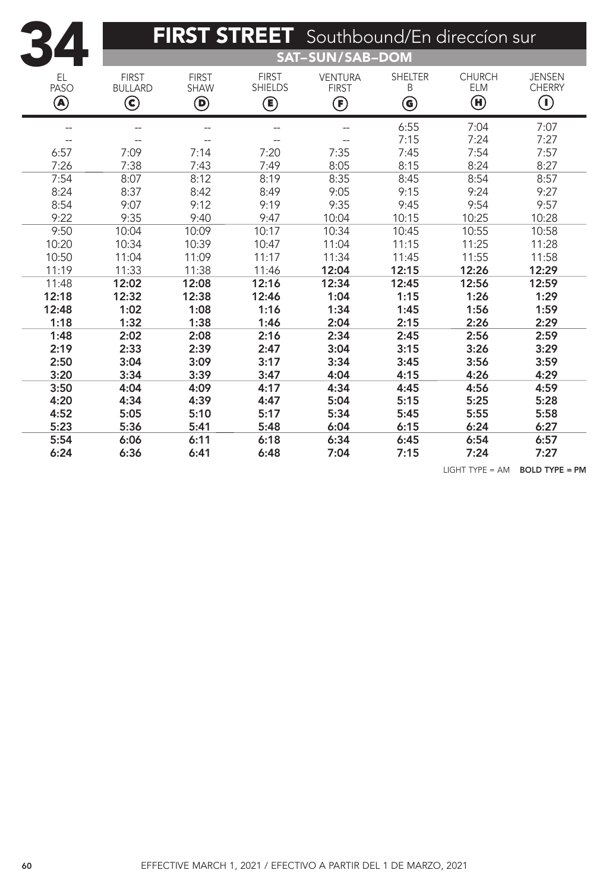# 34 FIRST STREET Southbound/En direccíon sur

## SAT–SUN/SAB–DOM

| EL PASO (A) | FIRST BULLARD (C) | FIRST SHAW (D) | FIRST SHIELDS (E) | VENTURA FIRST (F) | SHELTER B (G) | CHURCH ELM (H) | JENSEN CHERRY (I) |
|---|---|---|---|---|---|---|---|
| -- | -- | -- | -- | -- | 6:55 | 7:04 | 7:07 |
| -- | -- | -- | -- | -- | 7:15 | 7:24 | 7:27 |
| 6:57 | 7:09 | 7:14 | 7:20 | 7:35 | 7:45 | 7:54 | 7:57 |
| 7:26 | 7:38 | 7:43 | 7:49 | 8:05 | 8:15 | 8:24 | 8:27 |
| 7:54 | 8:07 | 8:12 | 8:19 | 8:35 | 8:45 | 8:54 | 8:57 |
| 8:24 | 8:37 | 8:42 | 8:49 | 9:05 | 9:15 | 9:24 | 9:27 |
| 8:54 | 9:07 | 9:12 | 9:19 | 9:35 | 9:45 | 9:54 | 9:57 |
| 9:22 | 9:35 | 9:40 | 9:47 | 10:04 | 10:15 | 10:25 | 10:28 |
| 9:50 | 10:04 | 10:09 | 10:17 | 10:34 | 10:45 | 10:55 | 10:58 |
| 10:20 | 10:34 | 10:39 | 10:47 | 11:04 | 11:15 | 11:25 | 11:28 |
| 10:50 | 11:04 | 11:09 | 11:17 | 11:34 | 11:45 | 11:55 | 11:58 |
| 11:19 | 11:33 | 11:38 | 11:46 | **12:04** | **12:15** | **12:26** | **12:29** |
| 11:48 | **12:02** | **12:08** | **12:16** | **12:34** | **12:45** | **12:56** | **12:59** |
| **12:18** | **12:32** | **12:38** | **12:46** | **1:04** | **1:15** | **1:26** | **1:29** |
| **12:48** | **1:02** | **1:08** | **1:16** | **1:34** | **1:45** | **1:56** | **1:59** |
| **1:18** | **1:32** | **1:38** | **1:46** | **2:04** | **2:15** | **2:26** | **2:29** |
| **1:48** | **2:02** | **2:08** | **2:16** | **2:34** | **2:45** | **2:56** | **2:59** |
| **2:19** | **2:33** | **2:39** | **2:47** | **3:04** | **3:15** | **3:26** | **3:29** |
| **2:50** | **3:04** | **3:09** | **3:17** | **3:34** | **3:45** | **3:56** | **3:59** |
| **3:20** | **3:34** | **3:39** | **3:47** | **4:04** | **4:15** | **4:26** | **4:29** |
| **3:50** | **4:04** | **4:09** | **4:17** | **4:34** | **4:45** | **4:56** | **4:59** |
| **4:20** | **4:34** | **4:39** | **4:47** | **5:04** | **5:15** | **5:25** | **5:28** |
| **4:52** | **5:05** | **5:10** | **5:17** | **5:34** | **5:45** | **5:55** | **5:58** |
| **5:23** | **5:36** | **5:41** | **5:48** | **6:04** | **6:15** | **6:24** | **6:27** |
| **5:54** | **6:06** | **6:11** | **6:18** | **6:34** | **6:45** | **6:54** | **6:57** |
| **6:24** | **6:36** | **6:41** | **6:48** | **7:04** | **7:15** | **7:24** | **7:27** |

LIGHT TYPE = AM **BOLD TYPE = PM**

EFFECTIVE MARCH 1, 2021 / EFECTIVO A PARTIR DEL 1 DE MARZO, 2021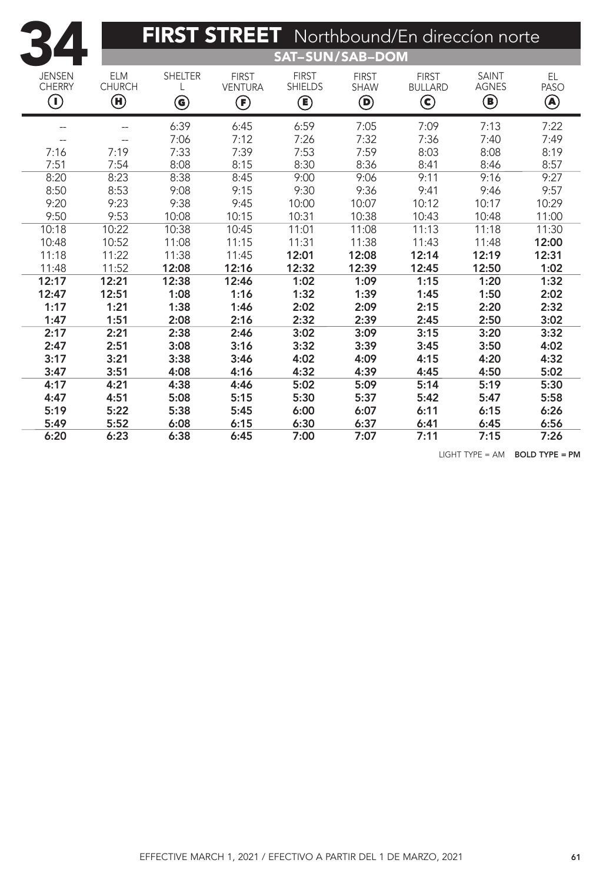# 34 FIRST STREET Northbound/En direccíon norte

## SAT–SUN/SAB–DOM

| JENSEN CHERRY (I) | ELM CHURCH (H) | SHELTER L (G) | FIRST VENTURA (F) | FIRST SHIELDS (E) | FIRST SHAW (D) | FIRST BULLARD (C) | SAINT AGNES (B) | EL PASO (A) |
|---|---|---|---|---|---|---|---|---|
| -- | -- | 6:39 | 6:45 | 6:59 | 7:05 | 7:09 | 7:13 | 7:22 |
| -- | -- | 7:06 | 7:12 | 7:26 | 7:32 | 7:36 | 7:40 | 7:49 |
| 7:16 | 7:19 | 7:33 | 7:39 | 7:53 | 7:59 | 8:03 | 8:08 | 8:19 |
| 7:51 | 7:54 | 8:08 | 8:15 | 8:30 | 8:36 | 8:41 | 8:46 | 8:57 |
| 8:20 | 8:23 | 8:38 | 8:45 | 9:00 | 9:06 | 9:11 | 9:16 | 9:27 |
| 8:50 | 8:53 | 9:08 | 9:15 | 9:30 | 9:36 | 9:41 | 9:46 | 9:57 |
| 9:20 | 9:23 | 9:38 | 9:45 | 10:00 | 10:07 | 10:12 | 10:17 | 10:29 |
| 9:50 | 9:53 | 10:08 | 10:15 | 10:31 | 10:38 | 10:43 | 10:48 | 11:00 |
| 10:18 | 10:22 | 10:38 | 10:45 | 11:01 | 11:08 | 11:13 | 11:18 | 11:30 |
| 10:48 | 10:52 | 11:08 | 11:15 | 11:31 | 11:38 | 11:43 | 11:48 | **12:00** |
| 11:18 | 11:22 | 11:38 | 11:45 | **12:01** | **12:08** | **12:14** | **12:19** | **12:31** |
| 11:48 | 11:52 | **12:08** | **12:16** | **12:32** | **12:39** | **12:45** | **12:50** | **1:02** |
| **12:17** | **12:21** | **12:38** | **12:46** | **1:02** | **1:09** | **1:15** | **1:20** | **1:32** |
| **12:47** | **12:51** | **1:08** | **1:16** | **1:32** | **1:39** | **1:45** | **1:50** | **2:02** |
| **1:17** | **1:21** | **1:38** | **1:46** | **2:02** | **2:09** | **2:15** | **2:20** | **2:32** |
| **1:47** | **1:51** | **2:08** | **2:16** | **2:32** | **2:39** | **2:45** | **2:50** | **3:02** |
| **2:17** | **2:21** | **2:38** | **2:46** | **3:02** | **3:09** | **3:15** | **3:20** | **3:32** |
| **2:47** | **2:51** | **3:08** | **3:16** | **3:32** | **3:39** | **3:45** | **3:50** | **4:02** |
| **3:17** | **3:21** | **3:38** | **3:46** | **4:02** | **4:09** | **4:15** | **4:20** | **4:32** |
| **3:47** | **3:51** | **4:08** | **4:16** | **4:32** | **4:39** | **4:45** | **4:50** | **5:02** |
| **4:17** | **4:21** | **4:38** | **4:46** | **5:02** | **5:09** | **5:14** | **5:19** | **5:30** |
| **4:47** | **4:51** | **5:08** | **5:15** | **5:30** | **5:37** | **5:42** | **5:47** | **5:58** |
| **5:19** | **5:22** | **5:38** | **5:45** | **6:00** | **6:07** | **6:11** | **6:15** | **6:26** |
| **5:49** | **5:52** | **6:08** | **6:15** | **6:30** | **6:37** | **6:41** | **6:45** | **6:56** |
| **6:20** | **6:23** | **6:38** | **6:45** | **7:00** | **7:07** | **7:11** | **7:15** | **7:26** |

LIGHT TYPE = AM **BOLD TYPE = PM**

EFFECTIVE MARCH 1, 2021 / EFECTIVO A PARTIR DEL 1 DE MARZO, 2021